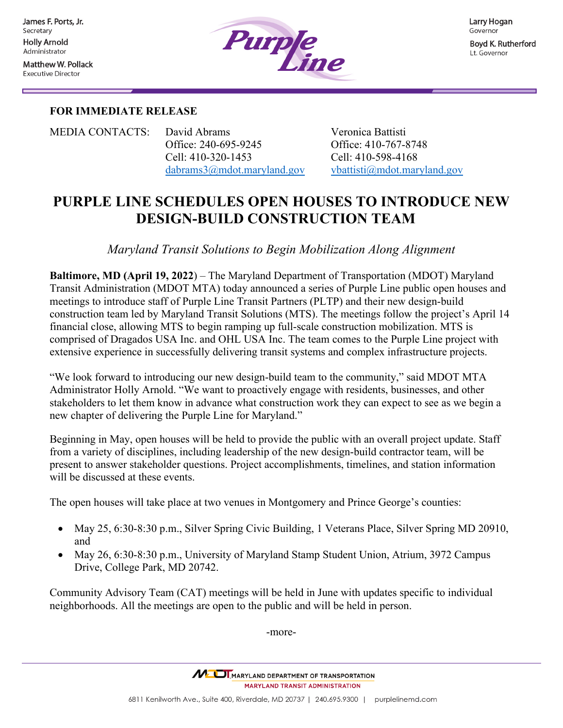James F. Ports, Jr.
Secretary
Holly Arnold
Administrator
Matthew W. Pollack
Executive Director

Larry Hogan
Governor
Boyd K. Rutherford
Lt. Governor

**FOR IMMEDIATE RELEASE**

MEDIA CONTACTS:

David Abrams
Office: 240-695-9245
Cell: 410-320-1453
dabrams3@mdot.maryland.gov

Veronica Battisti
Office: 410-767-8748
Cell: 410-598-4168
vbattisti@mdot.maryland.gov

# PURPLE LINE SCHEDULES OPEN HOUSES TO INTRODUCE NEW DESIGN-BUILD CONSTRUCTION TEAM

*Maryland Transit Solutions to Begin Mobilization Along Alignment*

**Baltimore, MD (April 19, 2022**) – The Maryland Department of Transportation (MDOT) Maryland Transit Administration (MDOT MTA) today announced a series of Purple Line public open houses and meetings to introduce staff of Purple Line Transit Partners (PLTP) and their new design-build construction team led by Maryland Transit Solutions (MTS). The meetings follow the project's April 14 financial close, allowing MTS to begin ramping up full-scale construction mobilization. MTS is comprised of Dragados USA Inc. and OHL USA Inc. The team comes to the Purple Line project with extensive experience in successfully delivering transit systems and complex infrastructure projects.

"We look forward to introducing our new design-build team to the community," said MDOT MTA Administrator Holly Arnold. "We want to proactively engage with residents, businesses, and other stakeholders to let them know in advance what construction work they can expect to see as we begin a new chapter of delivering the Purple Line for Maryland."

Beginning in May, open houses will be held to provide the public with an overall project update. Staff from a variety of disciplines, including leadership of the new design-build contractor team, will be present to answer stakeholder questions. Project accomplishments, timelines, and station information will be discussed at these events.

The open houses will take place at two venues in Montgomery and Prince George's counties:

- May 25, 6:30-8:30 p.m., Silver Spring Civic Building, 1 Veterans Place, Silver Spring MD 20910, and
- May 26, 6:30-8:30 p.m., University of Maryland Stamp Student Union, Atrium, 3972 Campus Drive, College Park, MD 20742.

Community Advisory Team (CAT) meetings will be held in June with updates specific to individual neighborhoods. All the meetings are open to the public and will be held in person.

-more-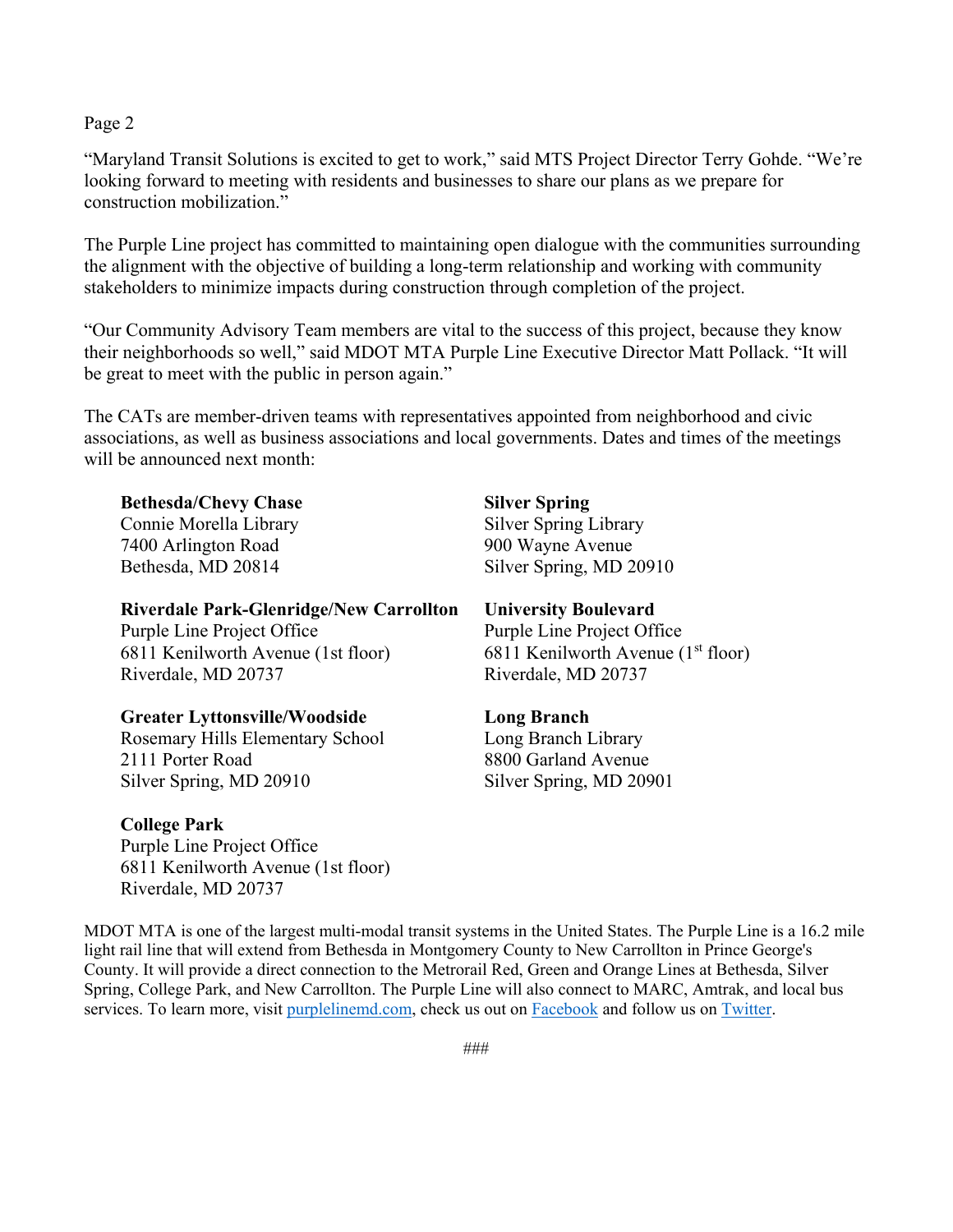"Maryland Transit Solutions is excited to get to work," said MTS Project Director Terry Gohde. "We're looking forward to meeting with residents and businesses to share our plans as we prepare for construction mobilization."

The Purple Line project has committed to maintaining open dialogue with the communities surrounding the alignment with the objective of building a long-term relationship and working with community stakeholders to minimize impacts during construction through completion of the project.

"Our Community Advisory Team members are vital to the success of this project, because they know their neighborhoods so well," said MDOT MTA Purple Line Executive Director Matt Pollack. "It will be great to meet with the public in person again."

The CATs are member-driven teams with representatives appointed from neighborhood and civic associations, as well as business associations and local governments. Dates and times of the meetings will be announced next month:

**Bethesda/Chevy Chase**
Connie Morella Library
7400 Arlington Road
Bethesda, MD 20814

**Silver Spring**
Silver Spring Library
900 Wayne Avenue
Silver Spring, MD 20910

**Riverdale Park-Glenridge/New Carrollton**
Purple Line Project Office
6811 Kenilworth Avenue (1st floor)
Riverdale, MD 20737

**University Boulevard**
Purple Line Project Office
6811 Kenilworth Avenue (1st floor)
Riverdale, MD 20737

**Greater Lyttonsville/Woodside**
Rosemary Hills Elementary School
2111 Porter Road
Silver Spring, MD 20910

**Long Branch**
Long Branch Library
8800 Garland Avenue
Silver Spring, MD 20901

**College Park**
Purple Line Project Office
6811 Kenilworth Avenue (1st floor)
Riverdale, MD 20737

MDOT MTA is one of the largest multi-modal transit systems in the United States. The Purple Line is a 16.2 mile light rail line that will extend from Bethesda in Montgomery County to New Carrollton in Prince George's County. It will provide a direct connection to the Metrorail Red, Green and Orange Lines at Bethesda, Silver Spring, College Park, and New Carrollton. The Purple Line will also connect to MARC, Amtrak, and local bus services. To learn more, visit purplelinemd.com, check us out on Facebook and follow us on Twitter.

###